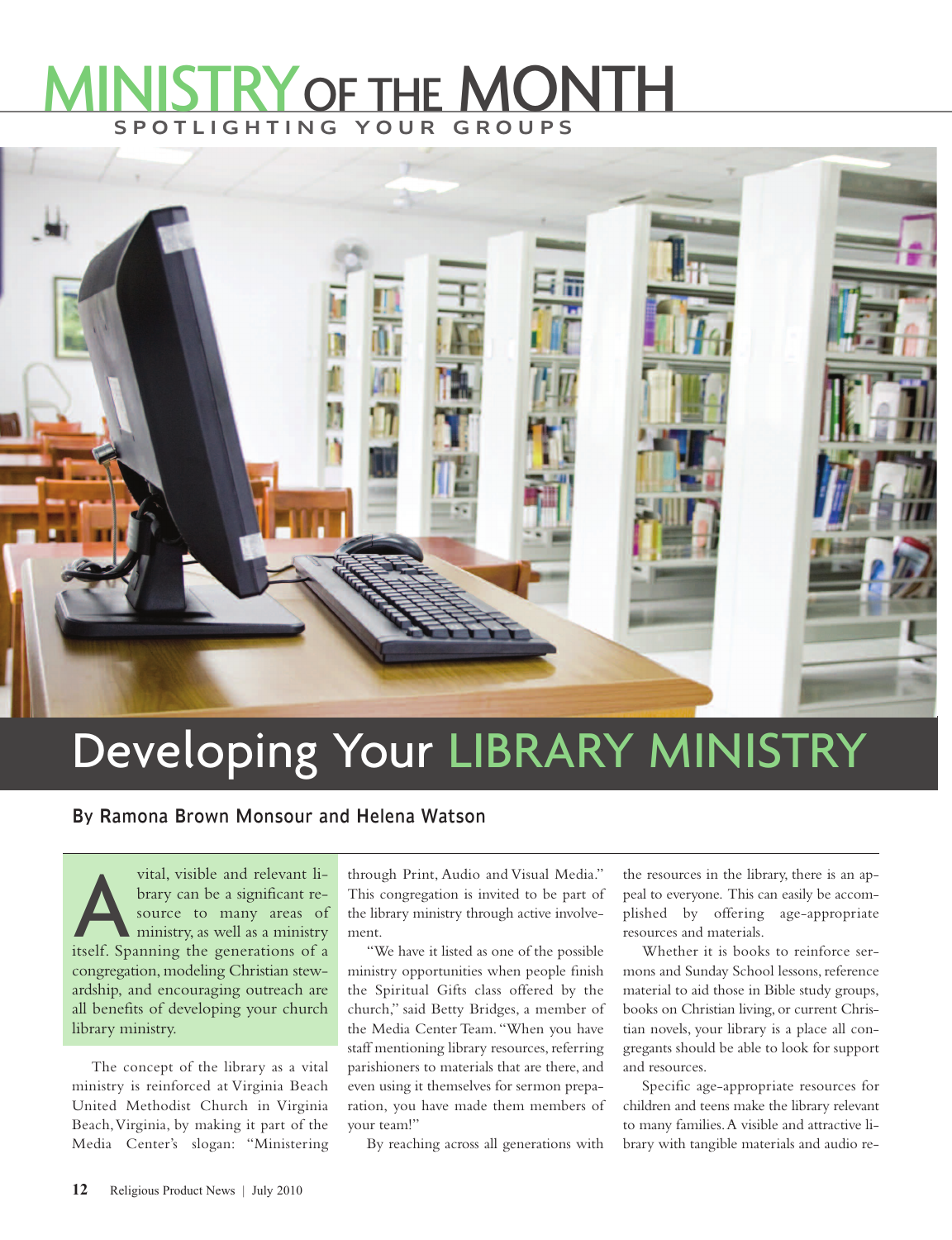# MINISTRY OF THE MONTH

SPOTLIGHTING YOUR GROUPS

## Developing Your LIBRARY MINISTRY

**By Ramona Brown Monsour and Helena Watson**

A vital, visible and relevant library can be a significant resource to many areas of ministry, as well as a ministry itself. Spanning the generations of a congregation, modeling Christian stewardship, and encouraging outreach are all benefits of developing your church library ministry.

The concept of the library as a vital ministry is reinforced at Virginia Beach United Methodist Church in Virginia Beach, Virginia, by making it part of the Media Center's slogan: "Ministering through Print, Audio and Visual Media." This congregation is invited to be part of the library ministry through active involvement.

"We have it listed as one of the possible ministry opportunities when people finish the Spiritual Gifts class offered by the church," said Betty Bridges, a member of the Media Center Team. "When you have staff mentioning library resources, referring parishioners to materials that are there, and even using it themselves for sermon preparation, you have made them members of your team!"

By reaching across all generations with the resources in the library, there is an appeal to everyone. This can easily be accomplished by offering age-appropriate resources and materials.

Whether it is books to reinforce sermons and Sunday School lessons, reference material to aid those in Bible study groups, books on Christian living, or current Christian novels, your library is a place all congregants should be able to look for support and resources.

Specific age-appropriate resources for children and teens make the library relevant to many families. A visible and attractive library with tangible materials and audio re-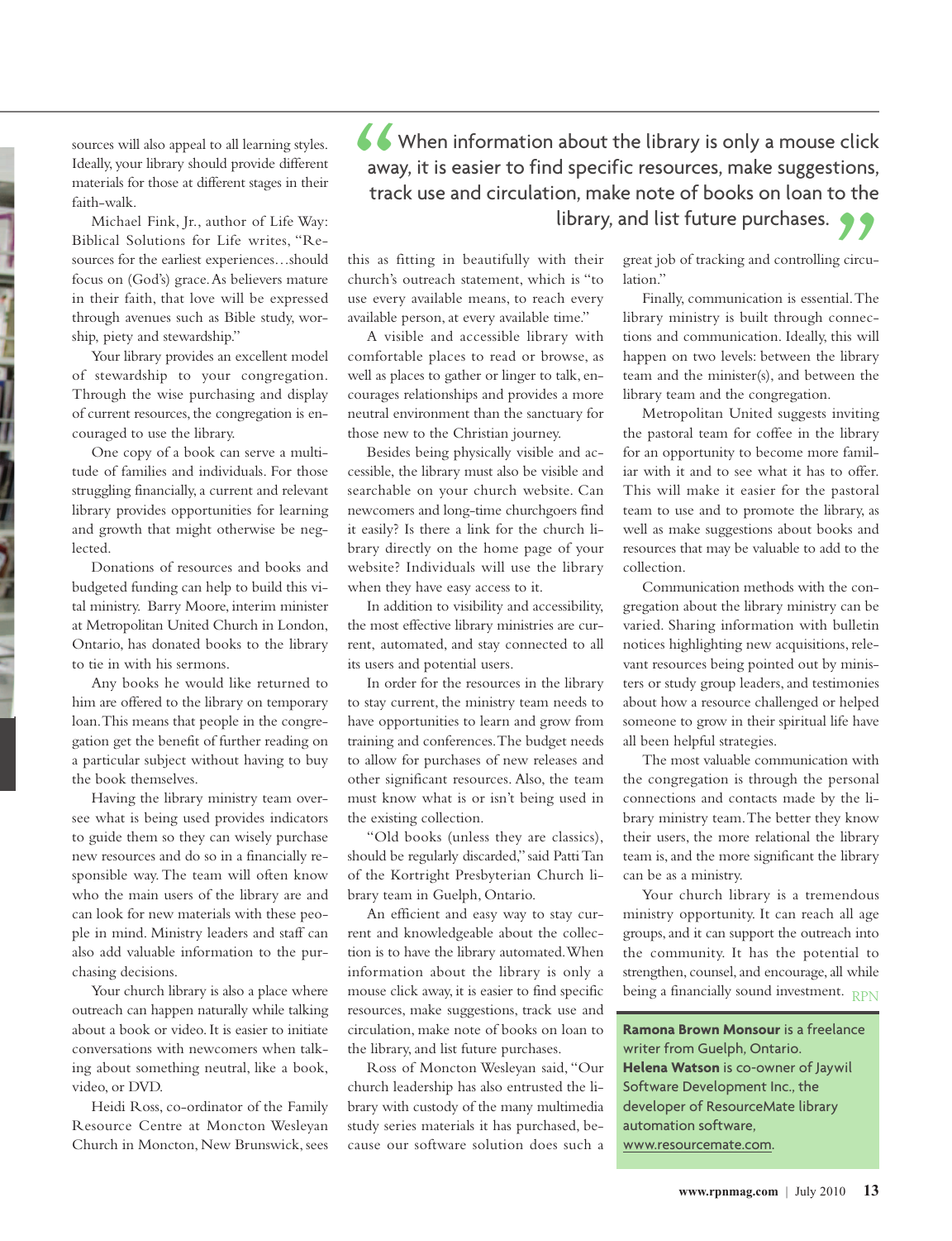sources will also appeal to all learning styles. Ideally, your library should provide different materials for those at different stages in their faith-walk.

Michael Fink, Jr., author of Life Way: Biblical Solutions for Life writes, "Resources for the earliest experiences…should focus on (God's) grace. As believers mature in their faith, that love will be expressed through avenues such as Bible study, worship, piety and stewardship."

Your library provides an excellent model of stewardship to your congregation. Through the wise purchasing and display of current resources, the congregation is encouraged to use the library.

One copy of a book can serve a multitude of families and individuals. For those struggling financially, a current and relevant library provides opportunities for learning and growth that might otherwise be neglected.

Donations of resources and books and budgeted funding can help to build this vital ministry. Barry Moore, interim minister at Metropolitan United Church in London, Ontario, has donated books to the library to tie in with his sermons.

Any books he would like returned to him are offered to the library on temporary loan. This means that people in the congregation get the benefit of further reading on a particular subject without having to buy the book themselves.

Having the library ministry team oversee what is being used provides indicators to guide them so they can wisely purchase new resources and do so in a financially responsible way. The team will often know who the main users of the library are and can look for new materials with these people in mind. Ministry leaders and staff can also add valuable information to the purchasing decisions.

Your church library is also a place where outreach can happen naturally while talking about a book or video. It is easier to initiate conversations with newcomers when talking about something neutral, like a book, video, or DVD.

Heidi Ross, co-ordinator of the Family Resource Centre at Moncton Wesleyan Church in Moncton, New Brunswick, sees this as fitting in beautifully with their church's outreach statement, which is "to use every available means, to reach every available person, at every available time."

A visible and accessible library with comfortable places to read or browse, as well as places to gather or linger to talk, encourages relationships and provides a more neutral environment than the sanctuary for those new to the Christian journey.

Besides being physically visible and accessible, the library must also be visible and searchable on your church website. Can newcomers and long-time churchgoers find it easily? Is there a link for the church library directly on the home page of your website? Individuals will use the library when they have easy access to it.

In addition to visibility and accessibility, the most effective library ministries are current, automated, and stay connected to all its users and potential users.

In order for the resources in the library to stay current, the ministry team needs to have opportunities to learn and grow from training and conferences. The budget needs to allow for purchases of new releases and other significant resources. Also, the team must know what is or isn't being used in the existing collection.

"Old books (unless they are classics), should be regularly discarded," said Patti Tan of the Kortright Presbyterian Church library team in Guelph, Ontario.

An efficient and easy way to stay current and knowledgeable about the collection is to have the library automated. When information about the library is only a mouse click away, it is easier to find specific resources, make suggestions, track use and circulation, make note of books on loan to the library, and list future purchases.

> "When information about the library is only a mouse click away, it is easier to find specific resources, make suggestions, track use and circulation, make note of books on loan to the library, and list future purchases."

Ross of Moncton Wesleyan said, "Our church leadership has also entrusted the library with custody of the many multimedia study series materials it has purchased, because our software solution does such a great job of tracking and controlling circulation."

Finally, communication is essential. The library ministry is built through connections and communication. Ideally, this will happen on two levels: between the library team and the minister(s), and between the library team and the congregation.

Metropolitan United suggests inviting the pastoral team for coffee in the library for an opportunity to become more familiar with it and to see what it has to offer. This will make it easier for the pastoral team to use and to promote the library, as well as make suggestions about books and resources that may be valuable to add to the collection.

Communication methods with the congregation about the library ministry can be varied. Sharing information with bulletin notices highlighting new acquisitions, relevant resources being pointed out by ministers or study group leaders, and testimonies about how a resource challenged or helped someone to grow in their spiritual life have all been helpful strategies.

The most valuable communication with the congregation is through the personal connections and contacts made by the library ministry team. The better they know their users, the more relational the library team is, and the more significant the library can be as a ministry.

Your church library is a tremendous ministry opportunity. It can reach all age groups, and it can support the outreach into the community. It has the potential to strengthen, counsel, and encourage, all while being a financially sound investment. RPN

**Ramona Brown Monsour** is a freelance writer from Guelph, Ontario.
**Helena Watson** is co-owner of Jaywil Software Development Inc., the developer of ResourceMate library automation software, www.resourcemate.com.